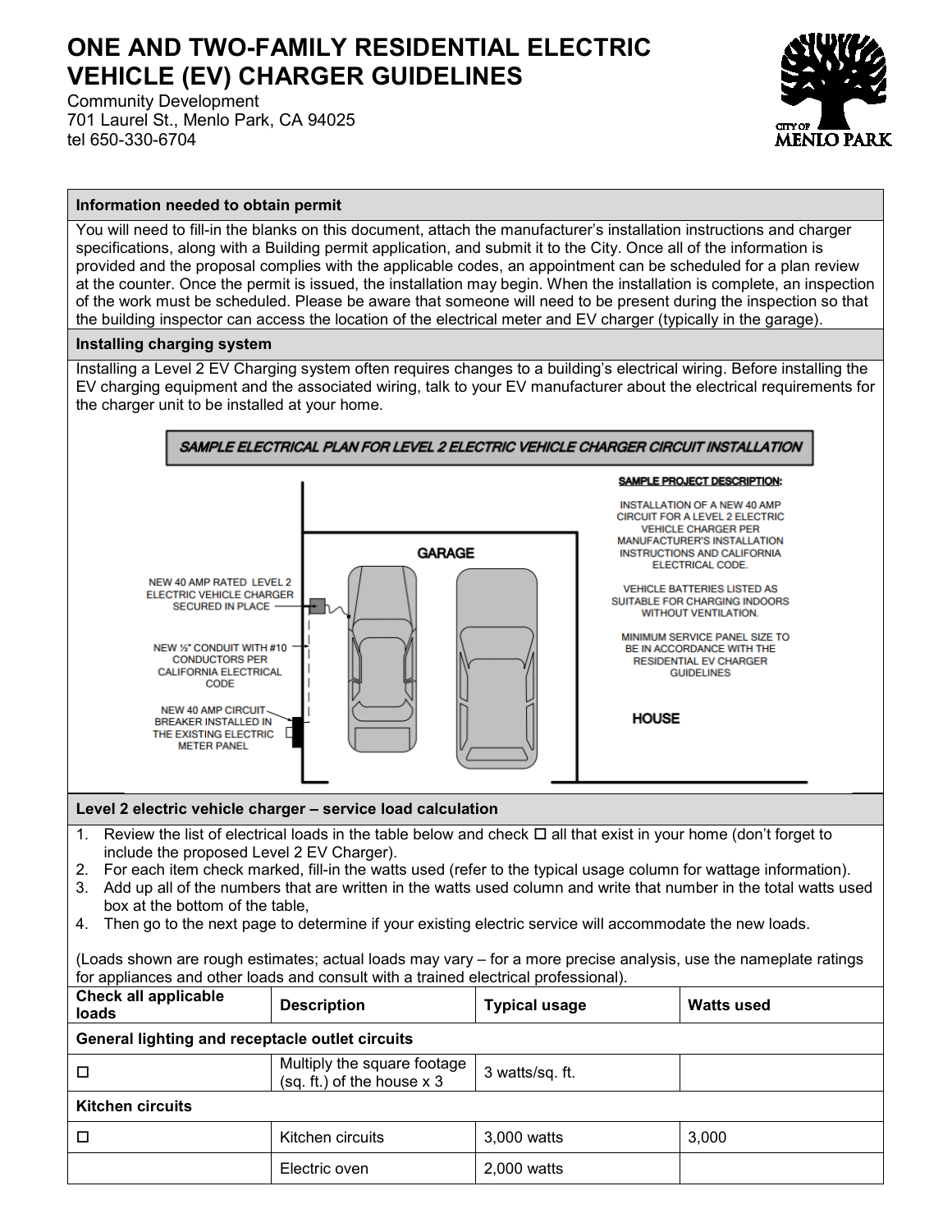# ONE AND TWO-FAMILY RESIDENTIAL ELECTRIC VEHICLE (EV) CHARGER GUIDELINES

Community Development
701 Laurel St., Menlo Park, CA 94025
tel 650-330-6704

## Information needed to obtain permit

You will need to fill-in the blanks on this document, attach the manufacturer's installation instructions and charger specifications, along with a Building permit application, and submit it to the City. Once all of the information is provided and the proposal complies with the applicable codes, an appointment can be scheduled for a plan review at the counter. Once the permit is issued, the installation may begin. When the installation is complete, an inspection of the work must be scheduled. Please be aware that someone will need to be present during the inspection so that the building inspector can access the location of the electrical meter and EV charger (typically in the garage).

## Installing charging system

Installing a Level 2 EV Charging system often requires changes to a building's electrical wiring. Before installing the EV charging equipment and the associated wiring, talk to your EV manufacturer about the electrical requirements for the charger unit to be installed at your home.

**SAMPLE ELECTRICAL PLAN FOR LEVEL 2 ELECTRIC VEHICLE CHARGER CIRCUIT INSTALLATION**

GARAGE

NEW 40 AMP RATED LEVEL 2 ELECTRIC VEHICLE CHARGER SECURED IN PLACE

NEW ½" CONDUIT WITH #10 CONDUCTORS PER CALIFORNIA ELECTRICAL CODE

NEW 40 AMP CIRCUIT BREAKER INSTALLED IN THE EXISTING ELECTRIC METER PANEL

HOUSE

**SAMPLE PROJECT DESCRIPTION:**

INSTALLATION OF A NEW 40 AMP CIRCUIT FOR A LEVEL 2 ELECTRIC VEHICLE CHARGER PER MANUFACTURER'S INSTALLATION INSTRUCTIONS AND CALIFORNIA ELECTRICAL CODE.

VEHICLE BATTERIES LISTED AS SUITABLE FOR CHARGING INDOORS WITHOUT VENTILATION.

MINIMUM SERVICE PANEL SIZE TO BE IN ACCORDANCE WITH THE RESIDENTIAL EV CHARGER GUIDELINES

## Level 2 electric vehicle charger – service load calculation

1. Review the list of electrical loads in the table below and check ☐ all that exist in your home (don't forget to include the proposed Level 2 EV Charger).
2. For each item check marked, fill-in the watts used (refer to the typical usage column for wattage information).
3. Add up all of the numbers that are written in the watts used column and write that number in the total watts used box at the bottom of the table,
4. Then go to the next page to determine if your existing electric service will accommodate the new loads.

(Loads shown are rough estimates; actual loads may vary – for a more precise analysis, use the nameplate ratings for appliances and other loads and consult with a trained electrical professional).

| Check all applicable loads | Description | Typical usage | Watts used |
|---|---|---|---|
| **General lighting and receptacle outlet circuits** | | | |
| ☐ | Multiply the square footage (sq. ft.) of the house x 3 | 3 watts/sq. ft. | |
| **Kitchen circuits** | | | |
| ☐ | Kitchen circuits | 3,000 watts | 3,000 |
| | Electric oven | 2,000 watts | |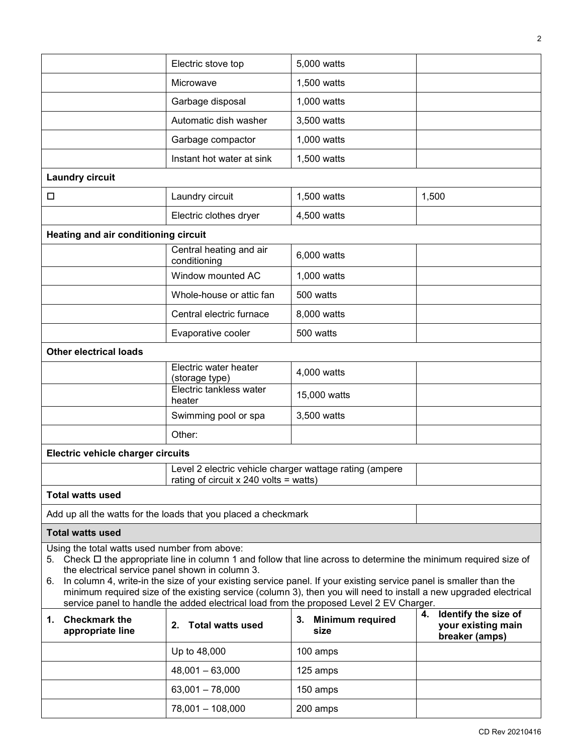| | | | |
|---|---|---|---|
| | Electric stove top | 5,000 watts | |
| | Microwave | 1,500 watts | |
| | Garbage disposal | 1,000 watts | |
| | Automatic dish washer | 3,500 watts | |
| | Garbage compactor | 1,000 watts | |
| | Instant hot water at sink | 1,500 watts | |
| **Laundry circuit** | | | |
| ☐ | Laundry circuit | 1,500 watts | 1,500 |
| | Electric clothes dryer | 4,500 watts | |
| **Heating and air conditioning circuit** | | | |
| | Central heating and air conditioning | 6,000 watts | |
| | Window mounted AC | 1,000 watts | |
| | Whole-house or attic fan | 500 watts | |
| | Central electric furnace | 8,000 watts | |
| | Evaporative cooler | 500 watts | |
| **Other electrical loads** | | | |
| | Electric water heater (storage type) | 4,000 watts | |
| | Electric tankless water heater | 15,000 watts | |
| | Swimming pool or spa | 3,500 watts | |
| | Other: | | |
| **Electric vehicle charger circuits** | | | |
| | Level 2 electric vehicle charger wattage rating (ampere rating of circuit x 240 volts = watts) | | |
| **Total watts used** | | | |
| Add up all the watts for the loads that you placed a checkmark | | | |

**Total watts used**

Using the total watts used number from above:

5. Check ☐ the appropriate line in column 1 and follow that line across to determine the minimum required size of the electrical service panel shown in column 3.
6. In column 4, write-in the size of your existing service panel. If your existing service panel is smaller than the minimum required size of the existing service (column 3), then you will need to install a new upgraded electrical service panel to handle the added electrical load from the proposed Level 2 EV Charger.

| 1. Checkmark the appropriate line | 2. Total watts used | 3. Minimum required size | 4. Identify the size of your existing main breaker (amps) |
|---|---|---|---|
| | Up to 48,000 | 100 amps | |
| | 48,001 – 63,000 | 125 amps | |
| | 63,001 – 78,000 | 150 amps | |
| | 78,001 – 108,000 | 200 amps | |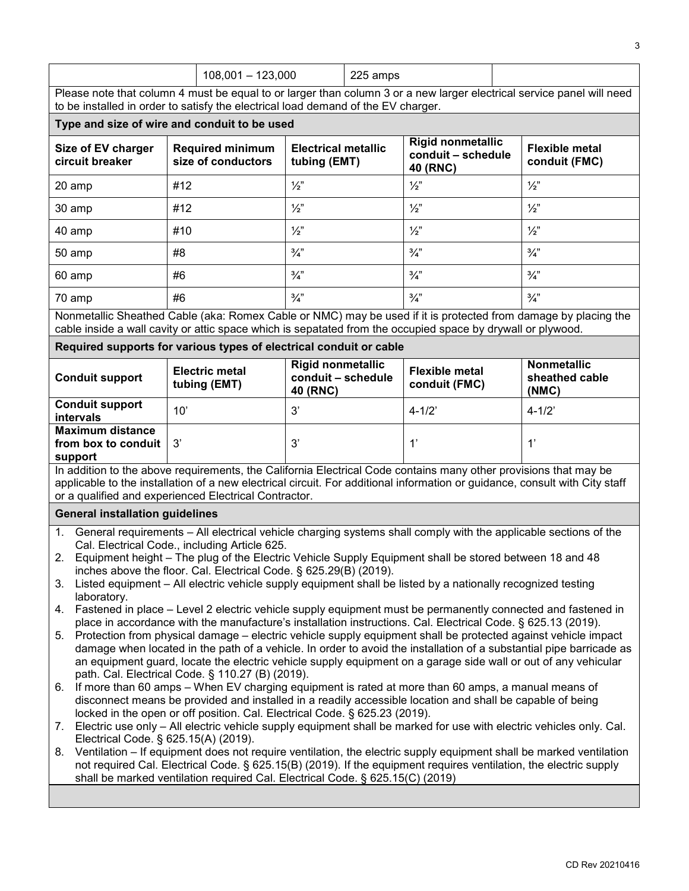| | | | | |
|---|---|---|---|---|
| | 108,001 – 123,000 | 225 amps | | |

Please note that column 4 must be equal to or larger than column 3 or a new larger electrical service panel will need to be installed in order to satisfy the electrical load demand of the EV charger.

**Type and size of wire and conduit to be used**

| Size of EV charger circuit breaker | Required minimum size of conductors | Electrical metallic tubing (EMT) | Rigid nonmetallic conduit – schedule 40 (RNC) | Flexible metal conduit (FMC) |
|---|---|---|---|---|
| 20 amp | #12 | ½" | ½" | ½" |
| 30 amp | #12 | ½" | ½" | ½" |
| 40 amp | #10 | ½" | ½" | ½" |
| 50 amp | #8 | ¾" | ¾" | ¾" |
| 60 amp | #6 | ¾" | ¾" | ¾" |
| 70 amp | #6 | ¾" | ¾" | ¾" |

Nonmetallic Sheathed Cable (aka: Romex Cable or NMC) may be used if it is protected from damage by placing the cable inside a wall cavity or attic space which is sepatated from the occupied space by drywall or plywood.

**Required supports for various types of electrical conduit or cable**

| Conduit support | Electric metal tubing (EMT) | Rigid nonmetallic conduit – schedule 40 (RNC) | Flexible metal conduit (FMC) | Nonmetallic sheathed cable (NMC) |
|---|---|---|---|---|
| **Conduit support intervals** | 10' | 3' | 4-1/2' | 4-1/2' |
| **Maximum distance from box to conduit support** | 3' | 3' | 1' | 1' |

In addition to the above requirements, the California Electrical Code contains many other provisions that may be applicable to the installation of a new electrical circuit. For additional information or guidance, consult with City staff or a qualified and experienced Electrical Contractor.

**General installation guidelines**

1. General requirements – All electrical vehicle charging systems shall comply with the applicable sections of the Cal. Electrical Code., including Article 625.
2. Equipment height – The plug of the Electric Vehicle Supply Equipment shall be stored between 18 and 48 inches above the floor. Cal. Electrical Code. § 625.29(B) (2019).
3. Listed equipment – All electric vehicle supply equipment shall be listed by a nationally recognized testing laboratory.
4. Fastened in place – Level 2 electric vehicle supply equipment must be permanently connected and fastened in place in accordance with the manufacture's installation instructions. Cal. Electrical Code. § 625.13 (2019).
5. Protection from physical damage – electric vehicle supply equipment shall be protected against vehicle impact damage when located in the path of a vehicle. In order to avoid the installation of a substantial pipe barricade as an equipment guard, locate the electric vehicle supply equipment on a garage side wall or out of any vehicular path. Cal. Electrical Code. § 110.27 (B) (2019).
6. If more than 60 amps – When EV charging equipment is rated at more than 60 amps, a manual means of disconnect means be provided and installed in a readily accessible location and shall be capable of being locked in the open or off position. Cal. Electrical Code. § 625.23 (2019).
7. Electric use only – All electric vehicle supply equipment shall be marked for use with electric vehicles only. Cal. Electrical Code. § 625.15(A) (2019).
8. Ventilation – If equipment does not require ventilation, the electric supply equipment shall be marked ventilation not required Cal. Electrical Code. § 625.15(B) (2019). If the equipment requires ventilation, the electric supply shall be marked ventilation required Cal. Electrical Code. § 625.15(C) (2019)

CD Rev 20210416